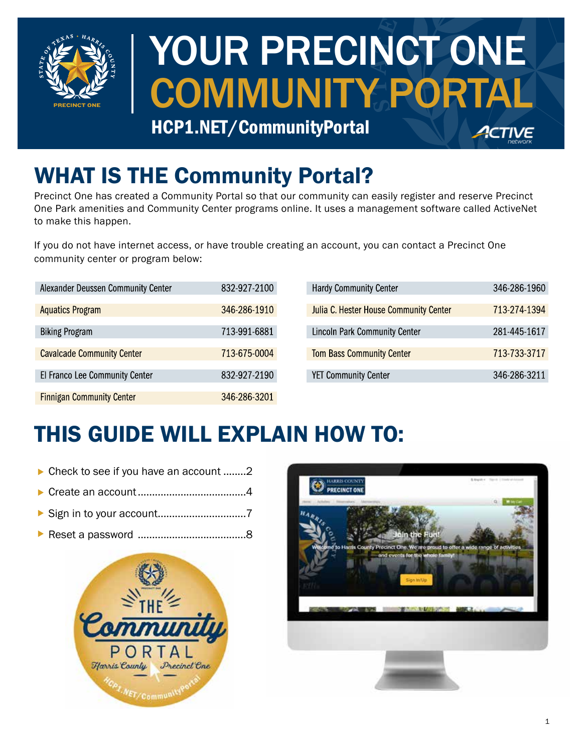# YOUR PRECINCT ONE COMMUNITY PORTAL

**HCP1.NET/CommunityPortal**

## WHAT IS THE Community Portal?

Precinct One has created a Community Portal so that our community can easily register and reserve Precinct One Park amenities and Community Center programs online. It uses a management software called ActiveNet to make this happen.

If you do not have internet access, or have trouble creating an account, you can contact a Precinct One community center or program below:

| Community Center / Program | Phone |
|---|---|
| Alexander Deussen Community Center | 832-927-2100 |
| Aquatics Program | 346-286-1910 |
| Biking Program | 713-991-6881 |
| Cavalcade Community Center | 713-675-0004 |
| El Franco Lee Community Center | 832-927-2190 |
| Finnigan Community Center | 346-286-3201 |
| Hardy Community Center | 346-286-1960 |
| Julia C. Hester House Community Center | 713-274-1394 |
| Lincoln Park Community Center | 281-445-1617 |
| Tom Bass Community Center | 713-733-3717 |
| YET Community Center | 346-286-3211 |

## THIS GUIDE WILL EXPLAIN HOW TO:

- Check to see if you have an account ........2
- Create an account ......................................4
- Sign in to your account...............................7
- Reset a password ......................................8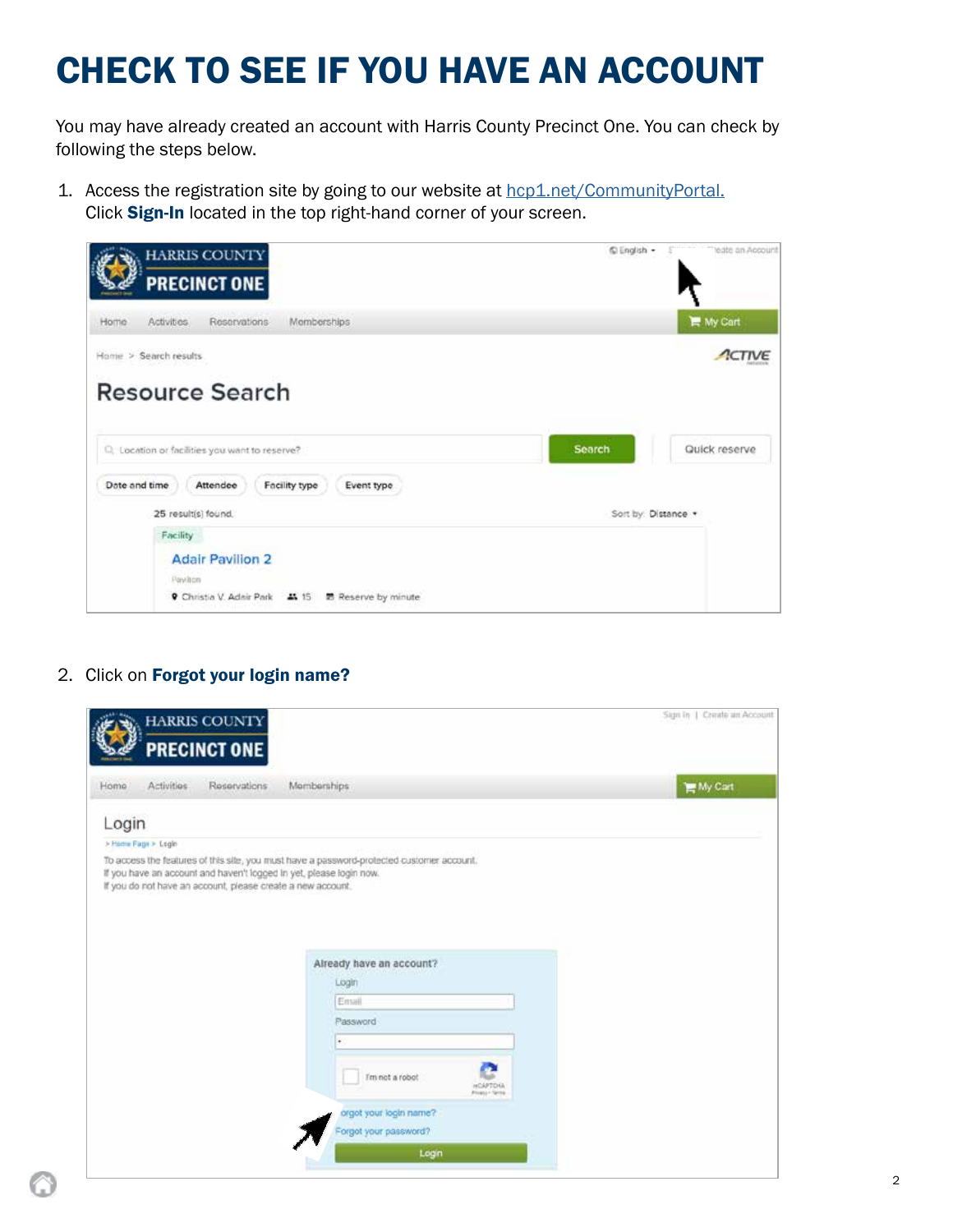# CHECK TO SEE IF YOU HAVE AN ACCOUNT

You may have already created an account with Harris County Precinct One. You can check by following the steps below.

1. Access the registration site by going to our website at [hcp1.net/CommunityPortal.](hcp1.net/CommunityPortal) Click **Sign-In** located in the top right-hand corner of your screen.

2. Click on **Forgot your login name?**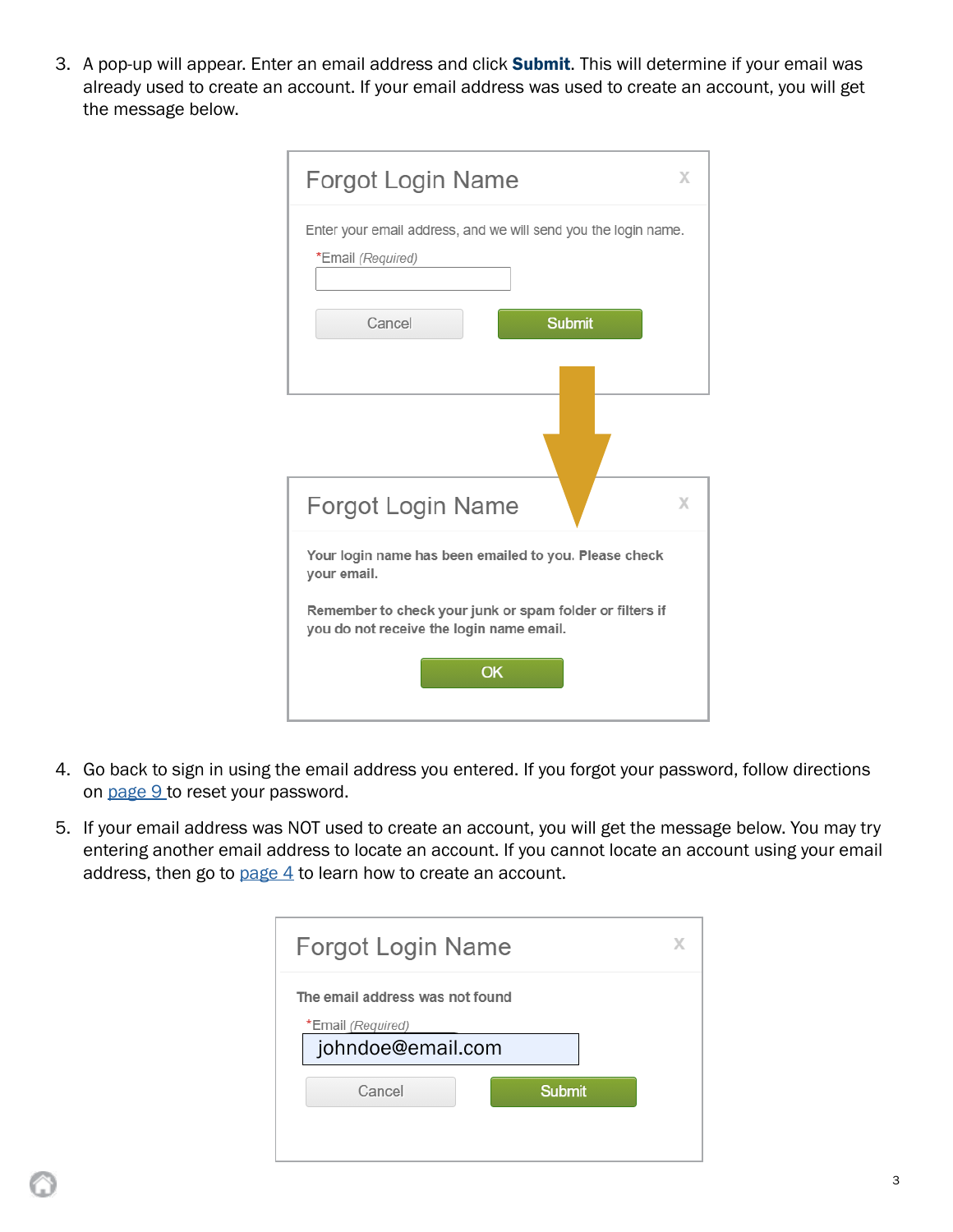3. A pop-up will appear. Enter an email address and click **Submit**. This will determine if your email was already used to create an account. If your email address was used to create an account, you will get the message below.

**Forgot Login Name**

Enter your email address, and we will send you the login name.

*Email *(Required)*

Cancel | Submit

**Forgot Login Name**

Your login name has been emailed to you. Please check your email.

Remember to check your junk or spam folder or filters if you do not receive the login name email.

OK

4. Go back to sign in using the email address you entered. If you forgot your password, follow directions on [page 9](#) to reset your password.

5. If your email address was NOT used to create an account, you will get the message below. You may try entering another email address to locate an account. If you cannot locate an account using your email address, then go to [page 4](#) to learn how to create an account.

**Forgot Login Name**

The email address was not found

*Email *(Required)*

johndoe@email.com

Cancel | Submit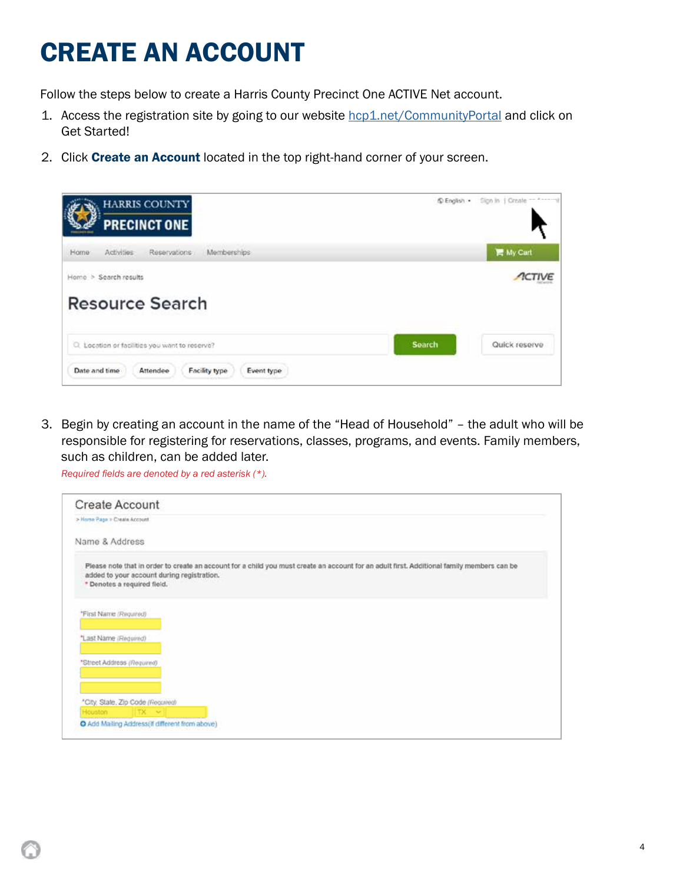# CREATE AN ACCOUNT

Follow the steps below to create a Harris County Precinct One ACTIVE Net account.

1. Access the registration site by going to our website hcp1.net/CommunityPortal and click on Get Started!

2. Click **Create an Account** located in the top right-hand corner of your screen.

3. Begin by creating an account in the name of the "Head of Household" – the adult who will be responsible for registering for reservations, classes, programs, and events. Family members, such as children, can be added later.

   *Required fields are denoted by a red asterisk (*).*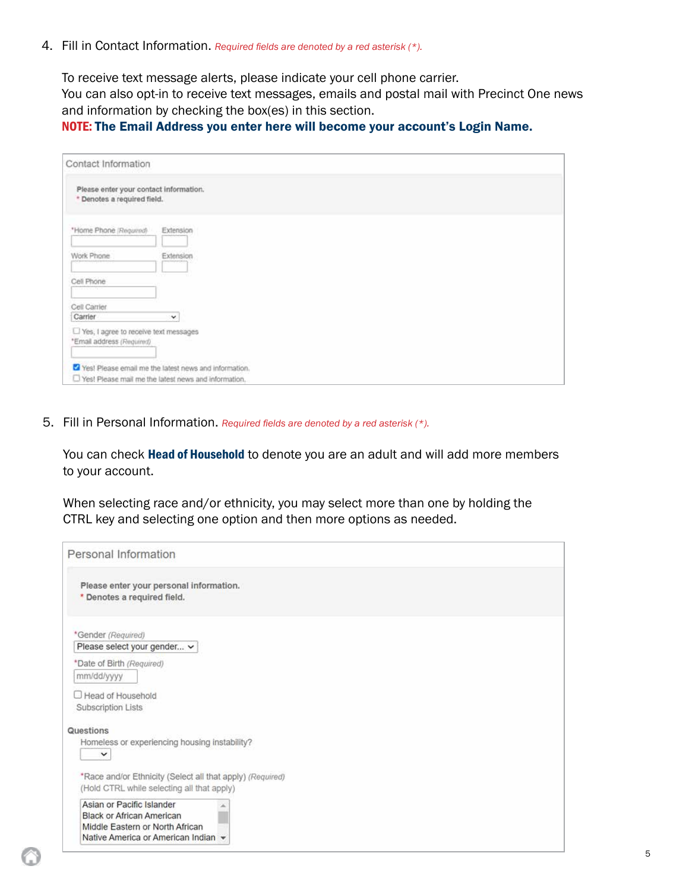4. Fill in Contact Information. *Required fields are denoted by a red asterisk (*).*

   To receive text message alerts, please indicate your cell phone carrier.
   You can also opt-in to receive text messages, emails and postal mail with Precinct One news and information by checking the box(es) in this section.
   **NOTE: The Email Address you enter here will become your account's Login Name.**

   Contact Information

   **Please enter your contact information.**
   *** Denotes a required field.**

   *Home Phone (Required) Extension

   Work Phone Extension

   Cell Phone

   Cell Carrier
   Carrier

   ☐ Yes, I agree to receive text messages
   *Email address (Required)

   ☑ Yes! Please email me the latest news and information.
   ☐ Yes! Please mail me the latest news and information.

5. Fill in Personal Information. *Required fields are denoted by a red asterisk (*).*

   You can check **Head of Household** to denote you are an adult and will add more members to your account.

   When selecting race and/or ethnicity, you may select more than one by holding the CTRL key and selecting one option and then more options as needed.

   Personal Information

   **Please enter your personal information.**
   *** Denotes a required field.**

   *Gender (Required)
   Please select your gender...

   *Date of Birth (Required)
   mm/dd/yyyy

   ☐ Head of Household
   Subscription Lists

   **Questions**
   Homeless or experiencing housing instability?

   *Race and/or Ethnicity (Select all that apply) (Required)
   (Hold CTRL while selecting all that apply)

   Asian or Pacific Islander
   Black or African American
   Middle Eastern or North African
   Native America or American Indian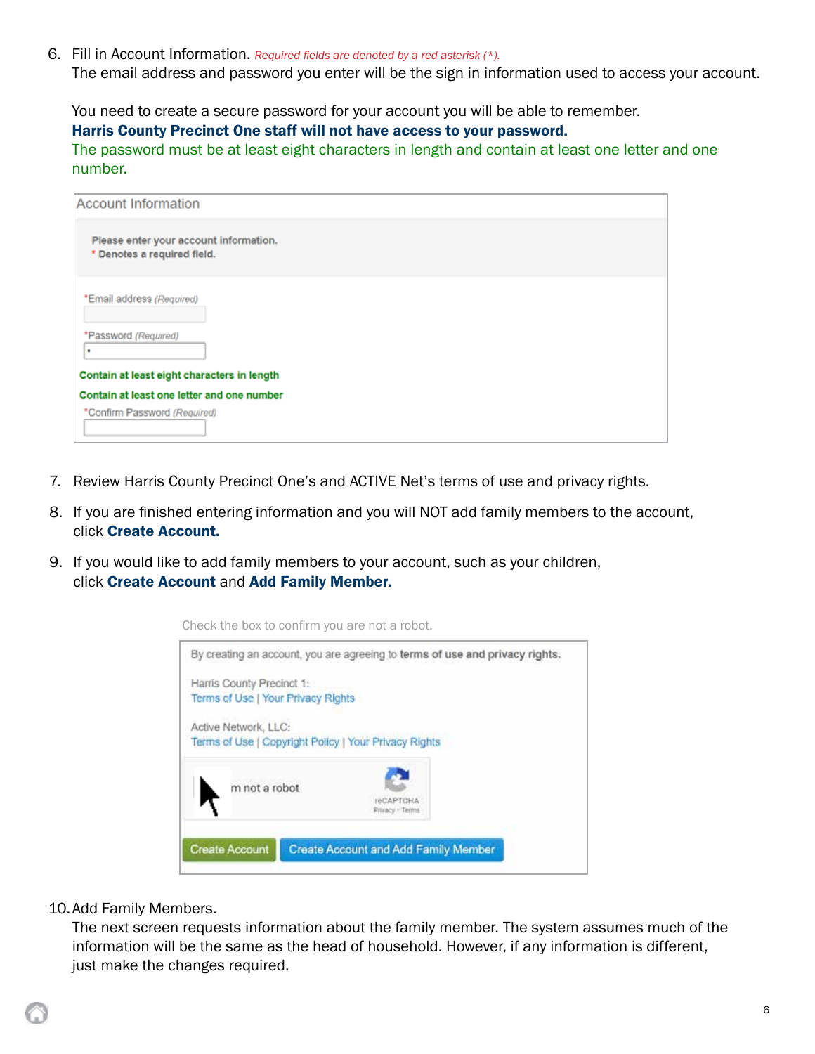6. Fill in Account Information. *Required fields are denoted by a red asterisk (\*).*
   The email address and password you enter will be the sign in information used to access your account.

   You need to create a secure password for your account you will be able to remember.
   **Harris County Precinct One staff will not have access to your password.**
   The password must be at least eight characters in length and contain at least one letter and one number.

   Account Information

   **Please enter your account information.**
   **\* Denotes a required field.**

   \*Email address *(Required)*

   \*Password *(Required)*

   **Contain at least eight characters in length**

   **Contain at least one letter and one number**

   \*Confirm Password *(Required)*

7. Review Harris County Precinct One's and ACTIVE Net's terms of use and privacy rights.

8. If you are finished entering information and you will NOT add family members to the account, click **Create Account.**

9. If you would like to add family members to your account, such as your children, click **Create Account** and **Add Family Member.**

   Check the box to confirm you are not a robot.

   By creating an account, you are agreeing to **terms of use and privacy rights.**

   Harris County Precinct 1:
   Terms of Use | Your Privacy Rights

   Active Network, LLC:
   Terms of Use | Copyright Policy | Your Privacy Rights

   m not a robot
   reCAPTCHA
   Privacy - Terms

   Create Account | Create Account and Add Family Member

10. Add Family Members.
    The next screen requests information about the family member. The system assumes much of the information will be the same as the head of household. However, if any information is different, just make the changes required.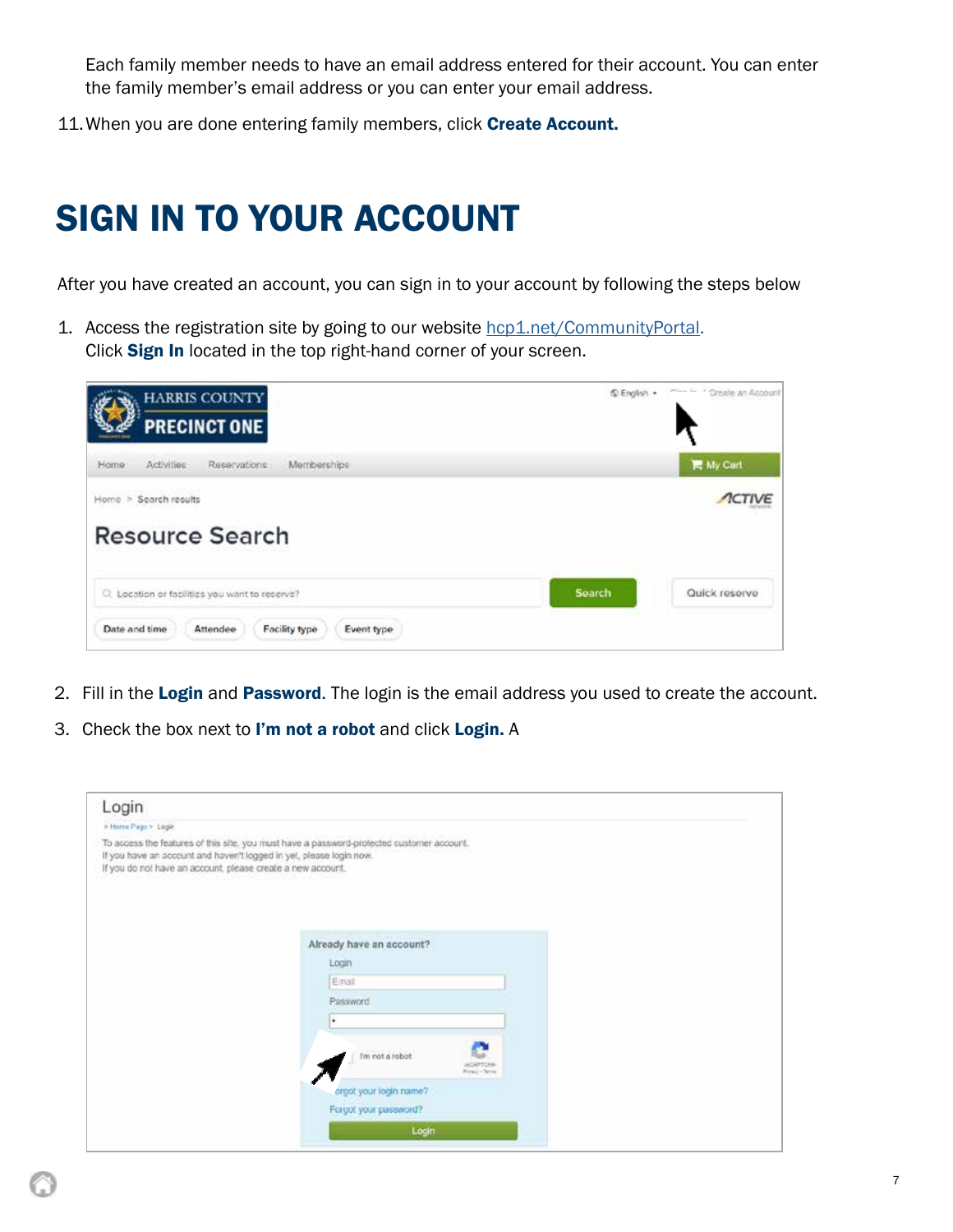Each family member needs to have an email address entered for their account. You can enter the family member's email address or you can enter your email address.

11. When you are done entering family members, click **Create Account.**

# SIGN IN TO YOUR ACCOUNT

After you have created an account, you can sign in to your account by following the steps below

1. Access the registration site by going to our website hcp1.net/CommunityPortal. Click **Sign In** located in the top right-hand corner of your screen.

2. Fill in the **Login** and **Password**. The login is the email address you used to create the account.

3. Check the box next to **I'm not a robot** and click **Login.** A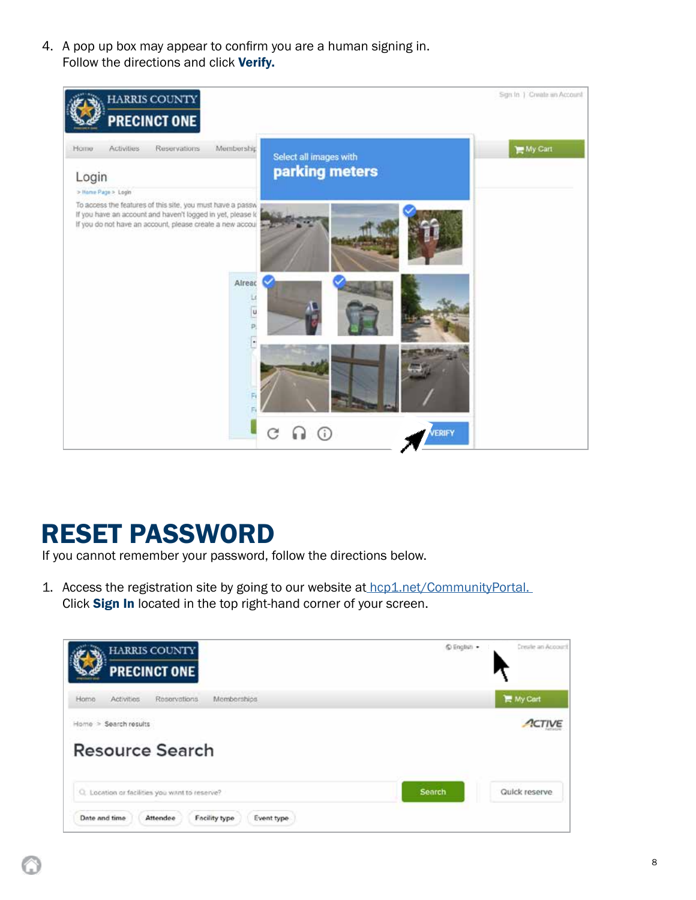4. A pop up box may appear to confirm you are a human signing in. Follow the directions and click **Verify.**

# RESET PASSWORD

If you cannot remember your password, follow the directions below.

1. Access the registration site by going to our website at [hcp1.net/CommunityPortal.](hcp1.net/CommunityPortal) Click **Sign In** located in the top right-hand corner of your screen.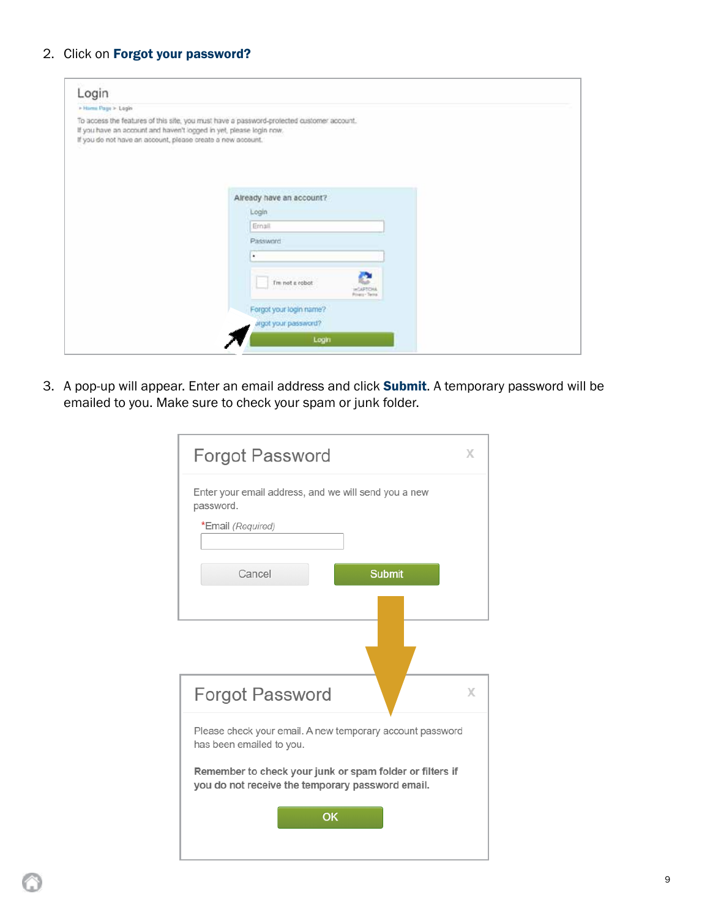2. Click on **Forgot your password?**

Login

To access the features of this site, you must have a password-protected customer account.
If you have an account and haven't logged in yet, please login now.
If you do not have an account, please create a new account.

Already have an account?

Login

Email

Password

I'm not a robot

Forgot your login name?

Forgot your password?

Login

3. A pop-up will appear. Enter an email address and click **Submit**. A temporary password will be emailed to you. Make sure to check your spam or junk folder.

Forgot Password

Enter your email address, and we will send you a new password.

*Email *(Required)*

Cancel | Submit

Forgot Password

Please check your email. A new temporary account password has been emailed to you.

**Remember to check your junk or spam folder or filters if you do not receive the temporary password email.**

OK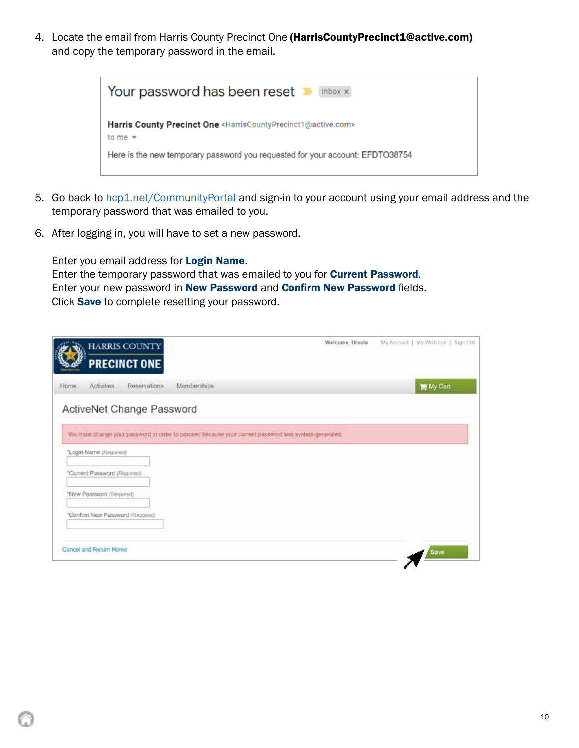4. Locate the email from Harris County Precinct One **(HarrisCountyPrecinct1@active.com)** and copy the temporary password in the email.

5. Go back to hcp1.net/CommunityPortal and sign-in to your account using your email address and the temporary password that was emailed to you.

6. After logging in, you will have to set a new password.

   Enter you email address for **Login Name**.
   Enter the temporary password that was emailed to you for **Current Password**.
   Enter your new password in **New Password** and **Confirm New Password** fields.
   Click **Save** to complete resetting your password.